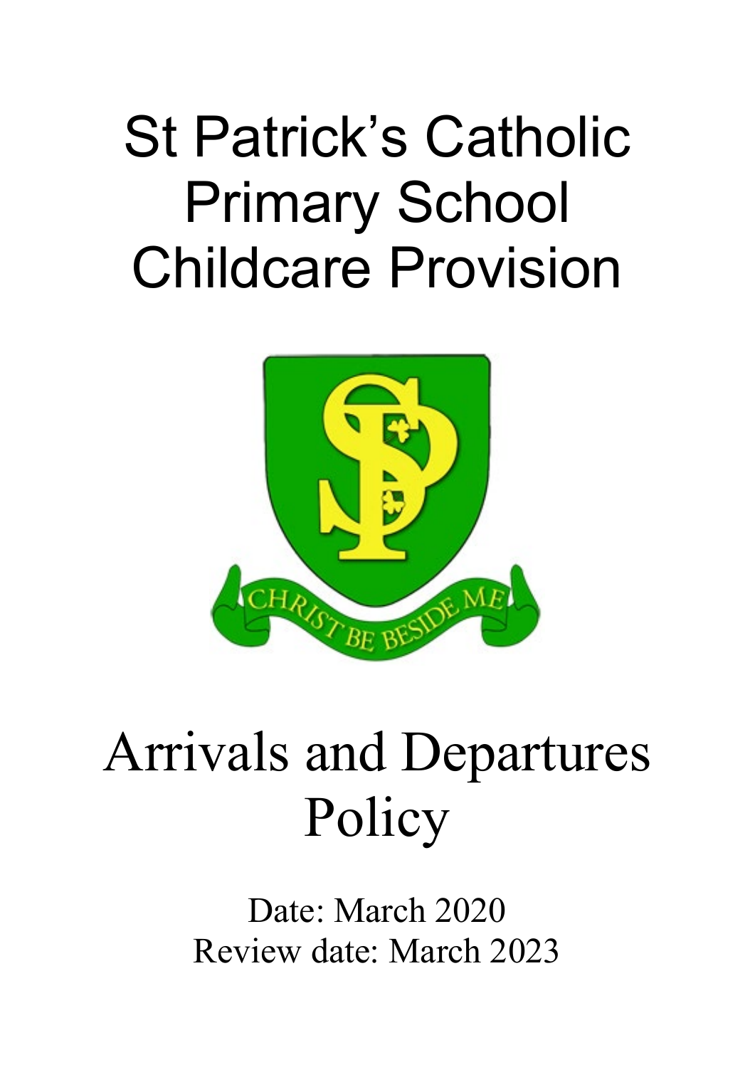# St Patrick's Catholic Primary School Childcare Provision

CHRIST BE BESIDE ME

# Arrivals and Departures Policy

Date: March 2020

Review date: March 2023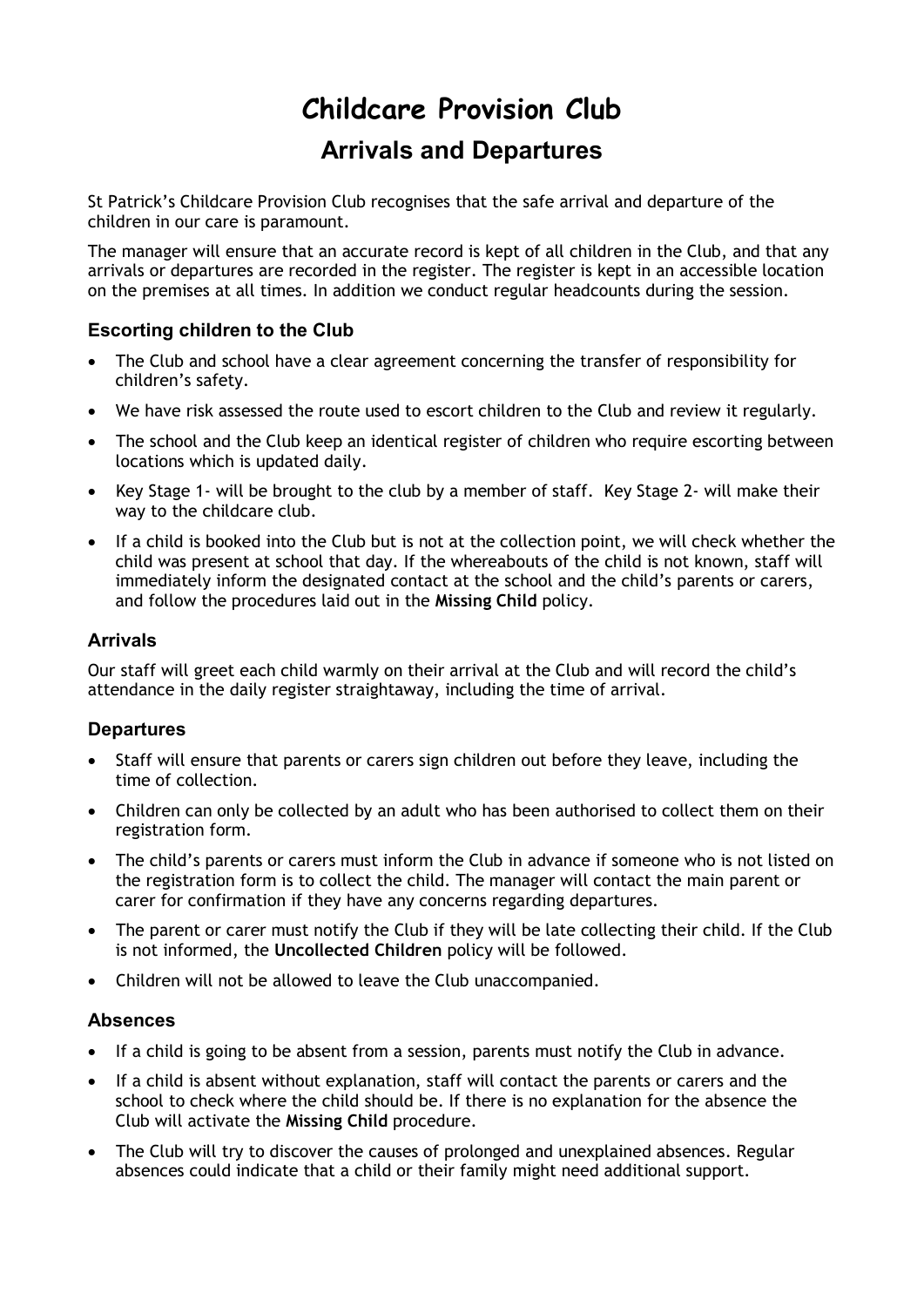# Childcare Provision Club

## Arrivals and Departures

St Patrick's Childcare Provision Club recognises that the safe arrival and departure of the children in our care is paramount.

The manager will ensure that an accurate record is kept of all children in the Club, and that any arrivals or departures are recorded in the register. The register is kept in an accessible location on the premises at all times. In addition we conduct regular headcounts during the session.

### Escorting children to the Club

- The Club and school have a clear agreement concerning the transfer of responsibility for children's safety.
- We have risk assessed the route used to escort children to the Club and review it regularly.
- The school and the Club keep an identical register of children who require escorting between locations which is updated daily.
- Key Stage 1- will be brought to the club by a member of staff. Key Stage 2- will make their way to the childcare club.
- If a child is booked into the Club but is not at the collection point, we will check whether the child was present at school that day. If the whereabouts of the child is not known, staff will immediately inform the designated contact at the school and the child's parents or carers, and follow the procedures laid out in the **Missing Child** policy.

### Arrivals

Our staff will greet each child warmly on their arrival at the Club and will record the child's attendance in the daily register straightaway, including the time of arrival.

### Departures

- Staff will ensure that parents or carers sign children out before they leave, including the time of collection.
- Children can only be collected by an adult who has been authorised to collect them on their registration form.
- The child's parents or carers must inform the Club in advance if someone who is not listed on the registration form is to collect the child. The manager will contact the main parent or carer for confirmation if they have any concerns regarding departures.
- The parent or carer must notify the Club if they will be late collecting their child. If the Club is not informed, the **Uncollected Children** policy will be followed.
- Children will not be allowed to leave the Club unaccompanied.

### Absences

- If a child is going to be absent from a session, parents must notify the Club in advance.
- If a child is absent without explanation, staff will contact the parents or carers and the school to check where the child should be. If there is no explanation for the absence the Club will activate the **Missing Child** procedure.
- The Club will try to discover the causes of prolonged and unexplained absences. Regular absences could indicate that a child or their family might need additional support.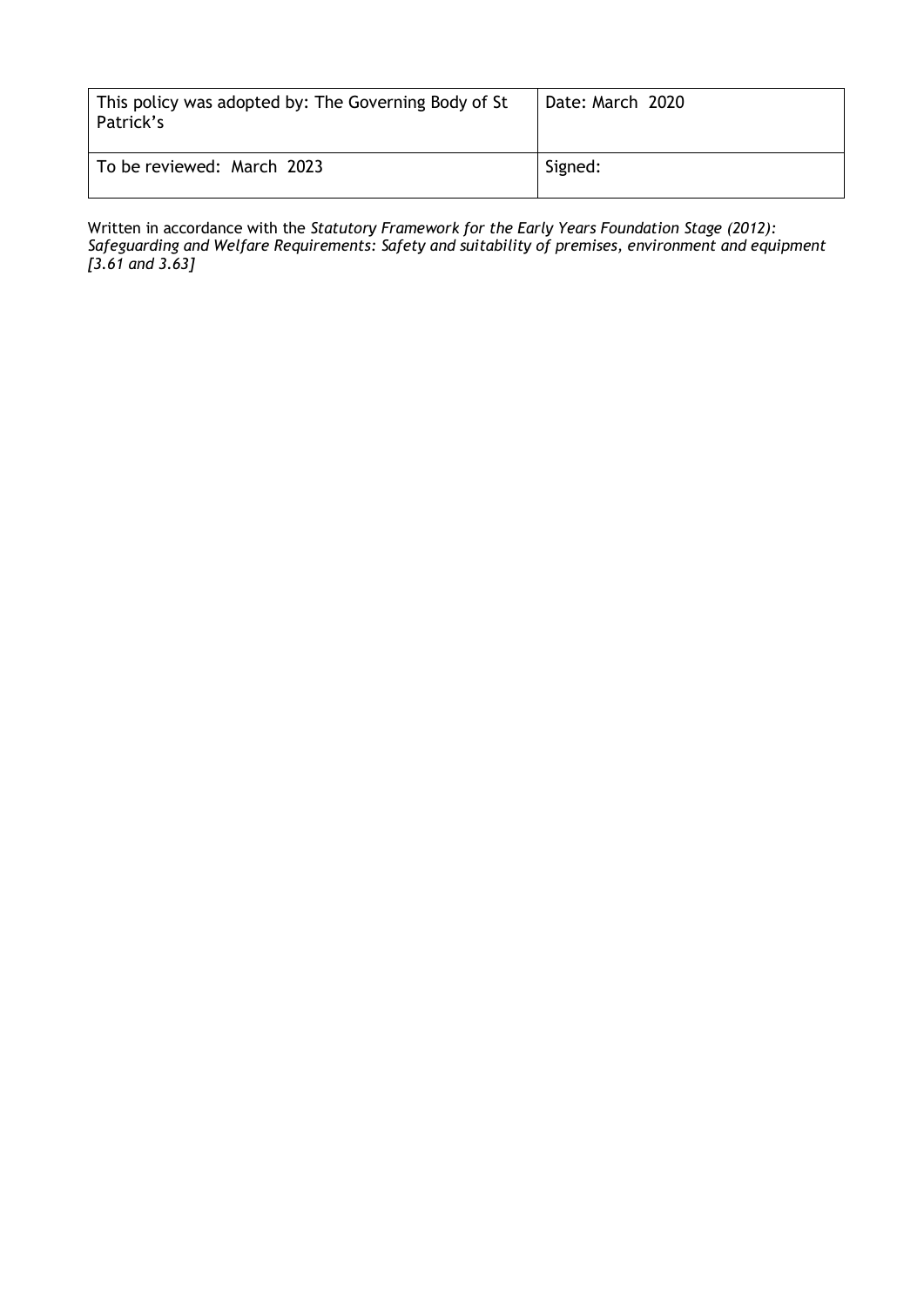| | |
|---|---|
| This policy was adopted by: The Governing Body of St Patrick's | Date: March 2020 |
| To be reviewed: March 2023 | Signed: |

Written in accordance with the *Statutory Framework for the Early Years Foundation Stage (2012): Safeguarding and Welfare Requirements: Safety and suitability of premises, environment and equipment [3.61 and 3.63]*